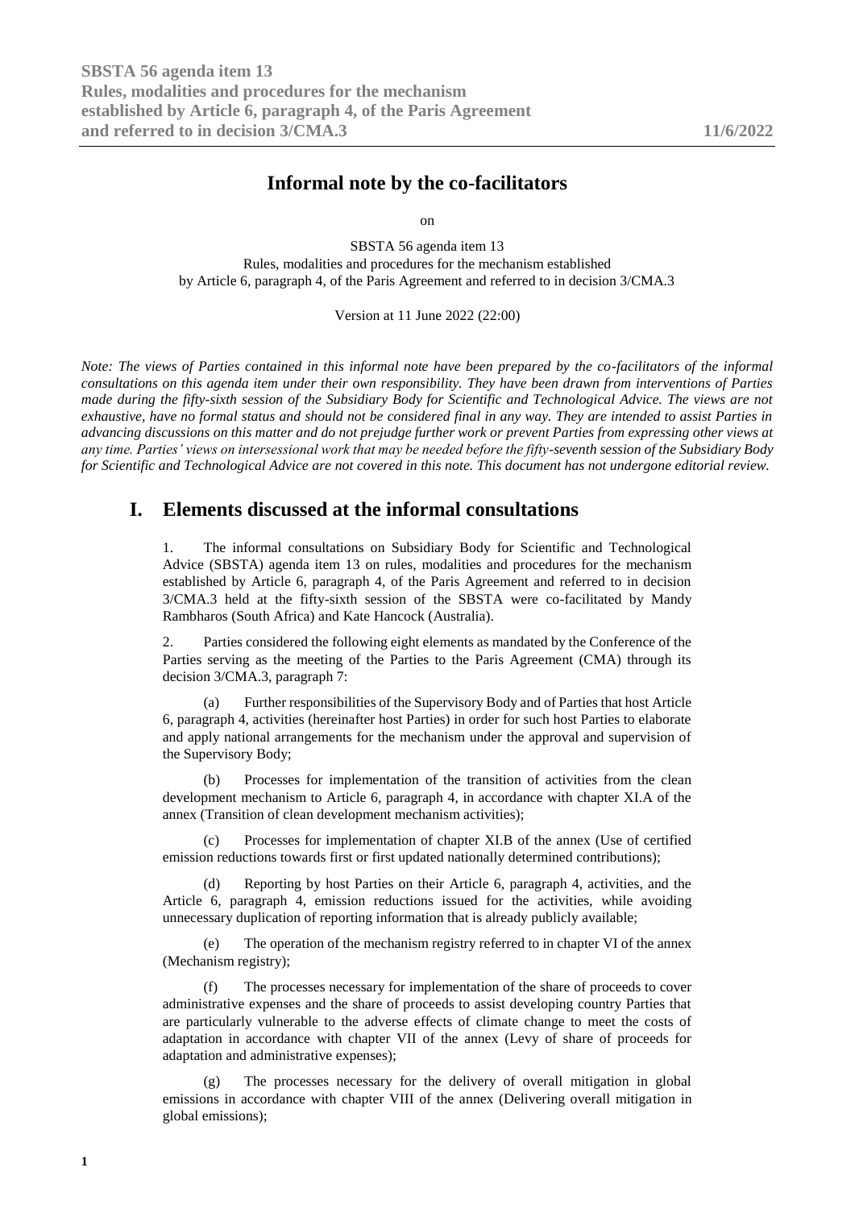# Informal note by the co-facilitators

on

SBSTA 56 agenda item 13
Rules, modalities and procedures for the mechanism established by Article 6, paragraph 4, of the Paris Agreement and referred to in decision 3/CMA.3

Version at 11 June 2022 (22:00)

*Note: The views of Parties contained in this informal note have been prepared by the co-facilitators of the informal consultations on this agenda item under their own responsibility. They have been drawn from interventions of Parties made during the fifty-sixth session of the Subsidiary Body for Scientific and Technological Advice. The views are not exhaustive, have no formal status and should not be considered final in any way. They are intended to assist Parties in advancing discussions on this matter and do not prejudge further work or prevent Parties from expressing other views at any time. Parties' views on intersessional work that may be needed before the fifty-seventh session of the Subsidiary Body for Scientific and Technological Advice are not covered in this note. This document has not undergone editorial review.*

## I. Elements discussed at the informal consultations

1. The informal consultations on Subsidiary Body for Scientific and Technological Advice (SBSTA) agenda item 13 on rules, modalities and procedures for the mechanism established by Article 6, paragraph 4, of the Paris Agreement and referred to in decision 3/CMA.3 held at the fifty-sixth session of the SBSTA were co-facilitated by Mandy Rambharos (South Africa) and Kate Hancock (Australia).

2. Parties considered the following eight elements as mandated by the Conference of the Parties serving as the meeting of the Parties to the Paris Agreement (CMA) through its decision 3/CMA.3, paragraph 7:

(a) Further responsibilities of the Supervisory Body and of Parties that host Article 6, paragraph 4, activities (hereinafter host Parties) in order for such host Parties to elaborate and apply national arrangements for the mechanism under the approval and supervision of the Supervisory Body;

(b) Processes for implementation of the transition of activities from the clean development mechanism to Article 6, paragraph 4, in accordance with chapter XI.A of the annex (Transition of clean development mechanism activities);

(c) Processes for implementation of chapter XI.B of the annex (Use of certified emission reductions towards first or first updated nationally determined contributions);

(d) Reporting by host Parties on their Article 6, paragraph 4, activities, and the Article 6, paragraph 4, emission reductions issued for the activities, while avoiding unnecessary duplication of reporting information that is already publicly available;

(e) The operation of the mechanism registry referred to in chapter VI of the annex (Mechanism registry);

(f) The processes necessary for implementation of the share of proceeds to cover administrative expenses and the share of proceeds to assist developing country Parties that are particularly vulnerable to the adverse effects of climate change to meet the costs of adaptation in accordance with chapter VII of the annex (Levy of share of proceeds for adaptation and administrative expenses);

(g) The processes necessary for the delivery of overall mitigation in global emissions in accordance with chapter VIII of the annex (Delivering overall mitigation in global emissions);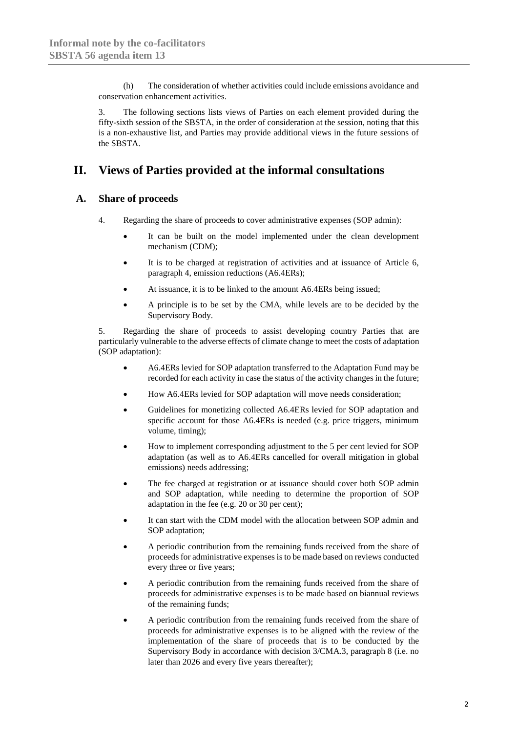(h) The consideration of whether activities could include emissions avoidance and conservation enhancement activities.

3. The following sections lists views of Parties on each element provided during the fifty-sixth session of the SBSTA, in the order of consideration at the session, noting that this is a non-exhaustive list, and Parties may provide additional views in the future sessions of the SBSTA.

# II. Views of Parties provided at the informal consultations

## A. Share of proceeds

4. Regarding the share of proceeds to cover administrative expenses (SOP admin):

- It can be built on the model implemented under the clean development mechanism (CDM);
- It is to be charged at registration of activities and at issuance of Article 6, paragraph 4, emission reductions (A6.4ERs);
- At issuance, it is to be linked to the amount A6.4ERs being issued;
- A principle is to be set by the CMA, while levels are to be decided by the Supervisory Body.

5. Regarding the share of proceeds to assist developing country Parties that are particularly vulnerable to the adverse effects of climate change to meet the costs of adaptation (SOP adaptation):

- A6.4ERs levied for SOP adaptation transferred to the Adaptation Fund may be recorded for each activity in case the status of the activity changes in the future;
- How A6.4ERs levied for SOP adaptation will move needs consideration;
- Guidelines for monetizing collected A6.4ERs levied for SOP adaptation and specific account for those A6.4ERs is needed (e.g. price triggers, minimum volume, timing);
- How to implement corresponding adjustment to the 5 per cent levied for SOP adaptation (as well as to A6.4ERs cancelled for overall mitigation in global emissions) needs addressing;
- The fee charged at registration or at issuance should cover both SOP admin and SOP adaptation, while needing to determine the proportion of SOP adaptation in the fee (e.g. 20 or 30 per cent);
- It can start with the CDM model with the allocation between SOP admin and SOP adaptation;
- A periodic contribution from the remaining funds received from the share of proceeds for administrative expenses is to be made based on reviews conducted every three or five years;
- A periodic contribution from the remaining funds received from the share of proceeds for administrative expenses is to be made based on biannual reviews of the remaining funds;
- A periodic contribution from the remaining funds received from the share of proceeds for administrative expenses is to be aligned with the review of the implementation of the share of proceeds that is to be conducted by the Supervisory Body in accordance with decision 3/CMA.3, paragraph 8 (i.e. no later than 2026 and every five years thereafter);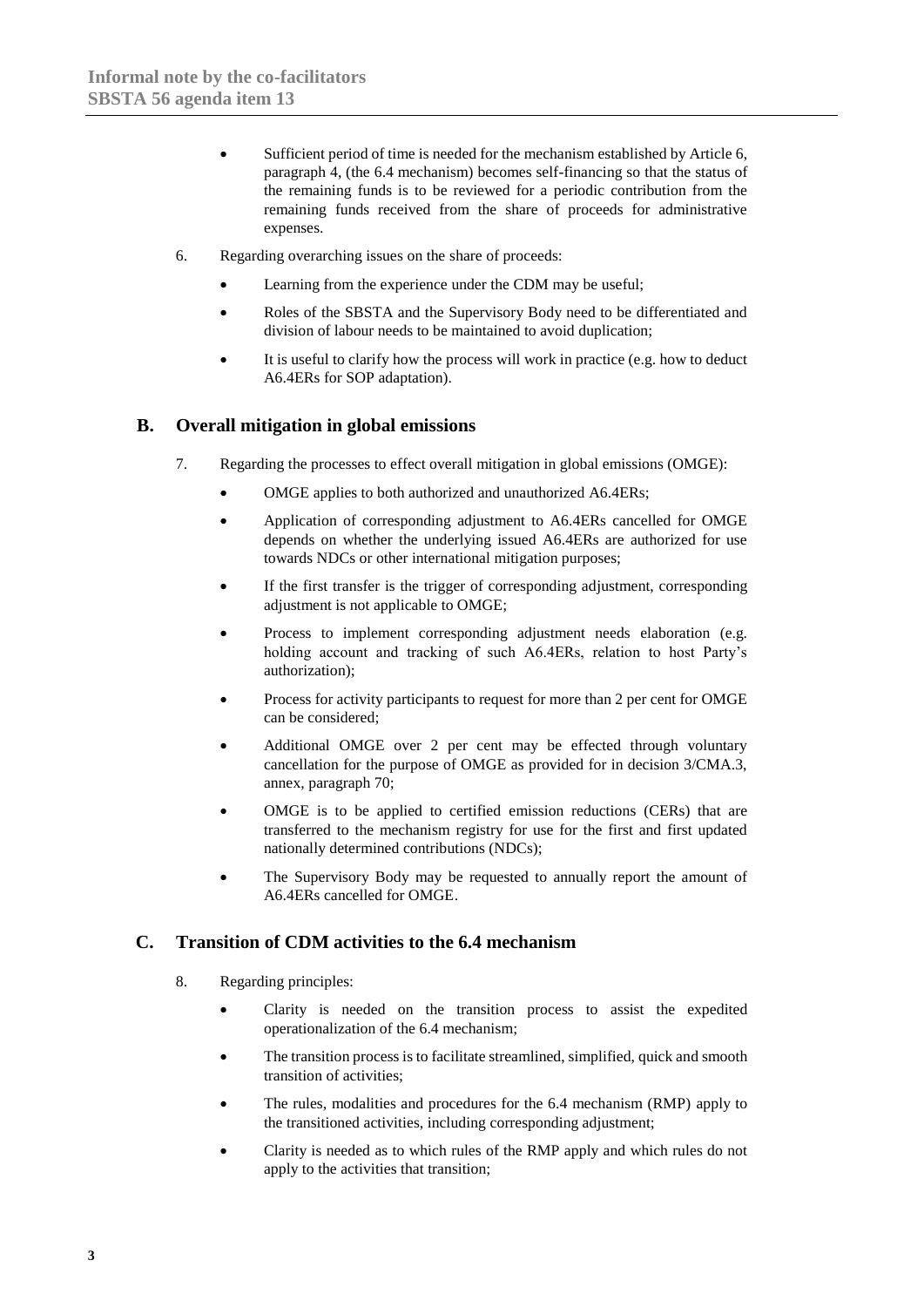- Sufficient period of time is needed for the mechanism established by Article 6, paragraph 4, (the 6.4 mechanism) becomes self-financing so that the status of the remaining funds is to be reviewed for a periodic contribution from the remaining funds received from the share of proceeds for administrative expenses.

6. Regarding overarching issues on the share of proceeds:

   - Learning from the experience under the CDM may be useful;
   - Roles of the SBSTA and the Supervisory Body need to be differentiated and division of labour needs to be maintained to avoid duplication;
   - It is useful to clarify how the process will work in practice (e.g. how to deduct A6.4ERs for SOP adaptation).

## B. Overall mitigation in global emissions

7. Regarding the processes to effect overall mitigation in global emissions (OMGE):

   - OMGE applies to both authorized and unauthorized A6.4ERs;
   - Application of corresponding adjustment to A6.4ERs cancelled for OMGE depends on whether the underlying issued A6.4ERs are authorized for use towards NDCs or other international mitigation purposes;
   - If the first transfer is the trigger of corresponding adjustment, corresponding adjustment is not applicable to OMGE;
   - Process to implement corresponding adjustment needs elaboration (e.g. holding account and tracking of such A6.4ERs, relation to host Party's authorization);
   - Process for activity participants to request for more than 2 per cent for OMGE can be considered;
   - Additional OMGE over 2 per cent may be effected through voluntary cancellation for the purpose of OMGE as provided for in decision 3/CMA.3, annex, paragraph 70;
   - OMGE is to be applied to certified emission reductions (CERs) that are transferred to the mechanism registry for use for the first and first updated nationally determined contributions (NDCs);
   - The Supervisory Body may be requested to annually report the amount of A6.4ERs cancelled for OMGE.

## C. Transition of CDM activities to the 6.4 mechanism

8. Regarding principles:

   - Clarity is needed on the transition process to assist the expedited operationalization of the 6.4 mechanism;
   - The transition process is to facilitate streamlined, simplified, quick and smooth transition of activities;
   - The rules, modalities and procedures for the 6.4 mechanism (RMP) apply to the transitioned activities, including corresponding adjustment;
   - Clarity is needed as to which rules of the RMP apply and which rules do not apply to the activities that transition;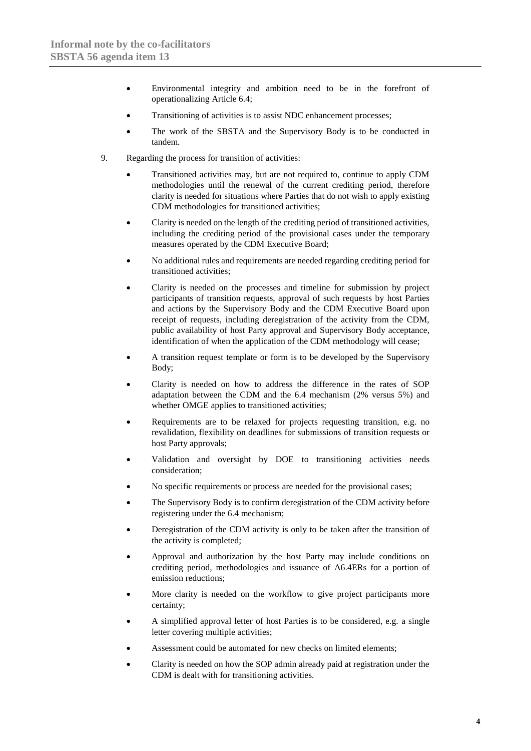- Environmental integrity and ambition need to be in the forefront of operationalizing Article 6.4;
- Transitioning of activities is to assist NDC enhancement processes;
- The work of the SBSTA and the Supervisory Body is to be conducted in tandem.

9. Regarding the process for transition of activities:

- Transitioned activities may, but are not required to, continue to apply CDM methodologies until the renewal of the current crediting period, therefore clarity is needed for situations where Parties that do not wish to apply existing CDM methodologies for transitioned activities;
- Clarity is needed on the length of the crediting period of transitioned activities, including the crediting period of the provisional cases under the temporary measures operated by the CDM Executive Board;
- No additional rules and requirements are needed regarding crediting period for transitioned activities;
- Clarity is needed on the processes and timeline for submission by project participants of transition requests, approval of such requests by host Parties and actions by the Supervisory Body and the CDM Executive Board upon receipt of requests, including deregistration of the activity from the CDM, public availability of host Party approval and Supervisory Body acceptance, identification of when the application of the CDM methodology will cease;
- A transition request template or form is to be developed by the Supervisory Body;
- Clarity is needed on how to address the difference in the rates of SOP adaptation between the CDM and the 6.4 mechanism (2% versus 5%) and whether OMGE applies to transitioned activities;
- Requirements are to be relaxed for projects requesting transition, e.g. no revalidation, flexibility on deadlines for submissions of transition requests or host Party approvals;
- Validation and oversight by DOE to transitioning activities needs consideration;
- No specific requirements or process are needed for the provisional cases;
- The Supervisory Body is to confirm deregistration of the CDM activity before registering under the 6.4 mechanism;
- Deregistration of the CDM activity is only to be taken after the transition of the activity is completed;
- Approval and authorization by the host Party may include conditions on crediting period, methodologies and issuance of A6.4ERs for a portion of emission reductions;
- More clarity is needed on the workflow to give project participants more certainty;
- A simplified approval letter of host Parties is to be considered, e.g. a single letter covering multiple activities;
- Assessment could be automated for new checks on limited elements;
- Clarity is needed on how the SOP admin already paid at registration under the CDM is dealt with for transitioning activities.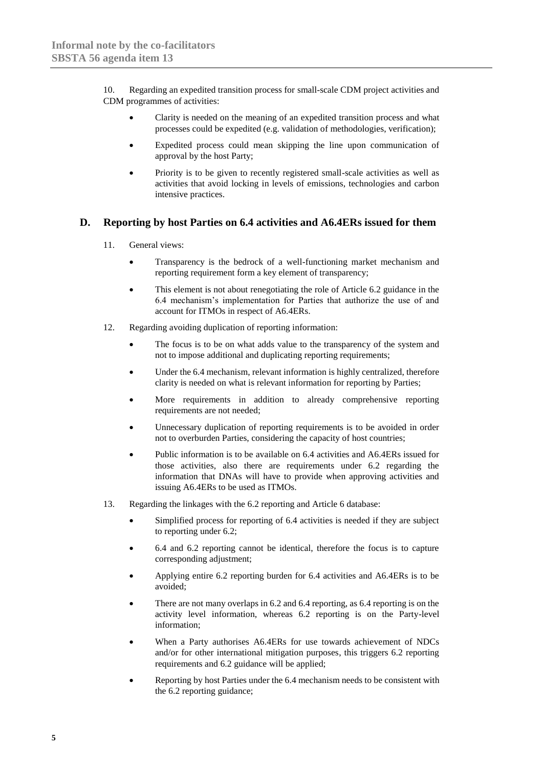10. Regarding an expedited transition process for small-scale CDM project activities and CDM programmes of activities:

- Clarity is needed on the meaning of an expedited transition process and what processes could be expedited (e.g. validation of methodologies, verification);
- Expedited process could mean skipping the line upon communication of approval by the host Party;
- Priority is to be given to recently registered small-scale activities as well as activities that avoid locking in levels of emissions, technologies and carbon intensive practices.

## D. Reporting by host Parties on 6.4 activities and A6.4ERs issued for them

11. General views:

- Transparency is the bedrock of a well-functioning market mechanism and reporting requirement form a key element of transparency;
- This element is not about renegotiating the role of Article 6.2 guidance in the 6.4 mechanism's implementation for Parties that authorize the use of and account for ITMOs in respect of A6.4ERs.

12. Regarding avoiding duplication of reporting information:

- The focus is to be on what adds value to the transparency of the system and not to impose additional and duplicating reporting requirements;
- Under the 6.4 mechanism, relevant information is highly centralized, therefore clarity is needed on what is relevant information for reporting by Parties;
- More requirements in addition to already comprehensive reporting requirements are not needed;
- Unnecessary duplication of reporting requirements is to be avoided in order not to overburden Parties, considering the capacity of host countries;
- Public information is to be available on 6.4 activities and A6.4ERs issued for those activities, also there are requirements under 6.2 regarding the information that DNAs will have to provide when approving activities and issuing A6.4ERs to be used as ITMOs.

13. Regarding the linkages with the 6.2 reporting and Article 6 database:

- Simplified process for reporting of 6.4 activities is needed if they are subject to reporting under 6.2;
- 6.4 and 6.2 reporting cannot be identical, therefore the focus is to capture corresponding adjustment;
- Applying entire 6.2 reporting burden for 6.4 activities and A6.4ERs is to be avoided;
- There are not many overlaps in 6.2 and 6.4 reporting, as 6.4 reporting is on the activity level information, whereas 6.2 reporting is on the Party-level information;
- When a Party authorises A6.4ERs for use towards achievement of NDCs and/or for other international mitigation purposes, this triggers 6.2 reporting requirements and 6.2 guidance will be applied;
- Reporting by host Parties under the 6.4 mechanism needs to be consistent with the 6.2 reporting guidance;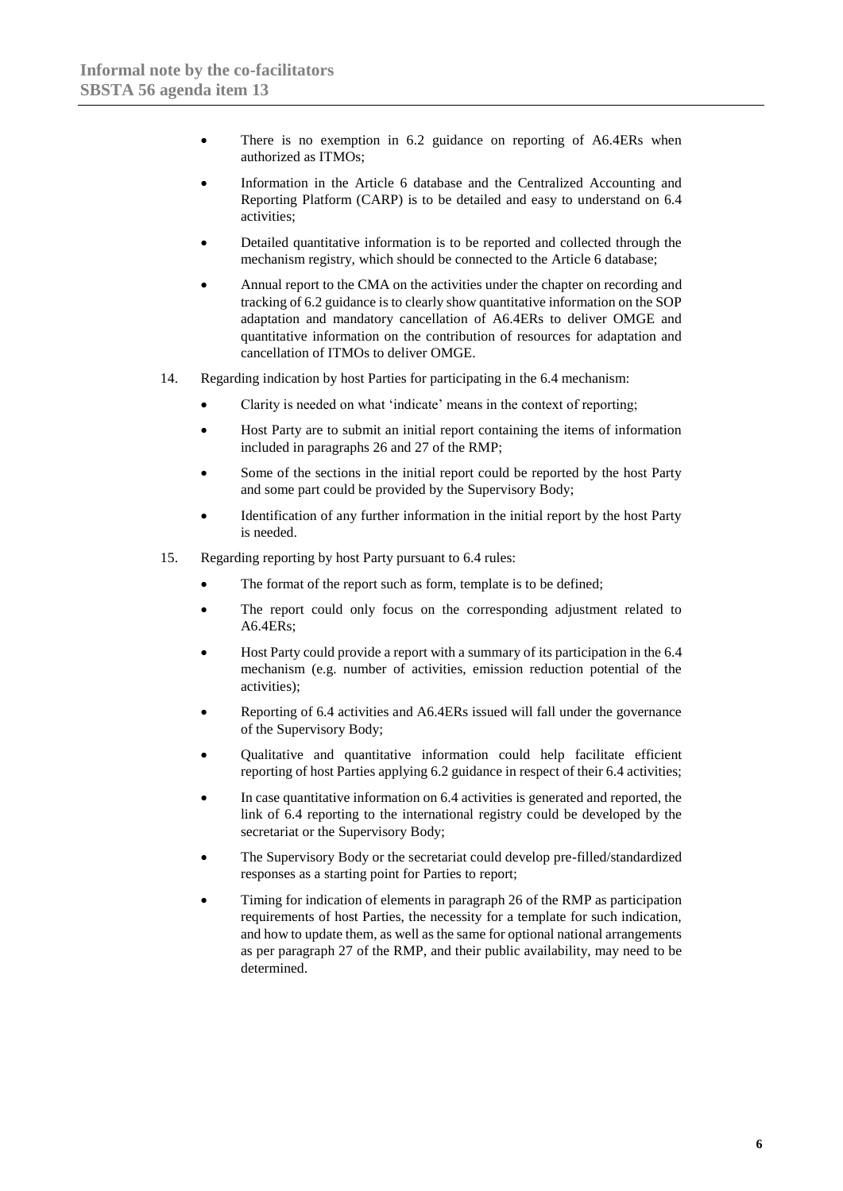- There is no exemption in 6.2 guidance on reporting of A6.4ERs when authorized as ITMOs;
- Information in the Article 6 database and the Centralized Accounting and Reporting Platform (CARP) is to be detailed and easy to understand on 6.4 activities;
- Detailed quantitative information is to be reported and collected through the mechanism registry, which should be connected to the Article 6 database;
- Annual report to the CMA on the activities under the chapter on recording and tracking of 6.2 guidance is to clearly show quantitative information on the SOP adaptation and mandatory cancellation of A6.4ERs to deliver OMGE and quantitative information on the contribution of resources for adaptation and cancellation of ITMOs to deliver OMGE.

14. Regarding indication by host Parties for participating in the 6.4 mechanism:

- Clarity is needed on what 'indicate' means in the context of reporting;
- Host Party are to submit an initial report containing the items of information included in paragraphs 26 and 27 of the RMP;
- Some of the sections in the initial report could be reported by the host Party and some part could be provided by the Supervisory Body;
- Identification of any further information in the initial report by the host Party is needed.

15. Regarding reporting by host Party pursuant to 6.4 rules:

- The format of the report such as form, template is to be defined;
- The report could only focus on the corresponding adjustment related to A6.4ERs;
- Host Party could provide a report with a summary of its participation in the 6.4 mechanism (e.g. number of activities, emission reduction potential of the activities);
- Reporting of 6.4 activities and A6.4ERs issued will fall under the governance of the Supervisory Body;
- Qualitative and quantitative information could help facilitate efficient reporting of host Parties applying 6.2 guidance in respect of their 6.4 activities;
- In case quantitative information on 6.4 activities is generated and reported, the link of 6.4 reporting to the international registry could be developed by the secretariat or the Supervisory Body;
- The Supervisory Body or the secretariat could develop pre-filled/standardized responses as a starting point for Parties to report;
- Timing for indication of elements in paragraph 26 of the RMP as participation requirements of host Parties, the necessity for a template for such indication, and how to update them, as well as the same for optional national arrangements as per paragraph 27 of the RMP, and their public availability, may need to be determined.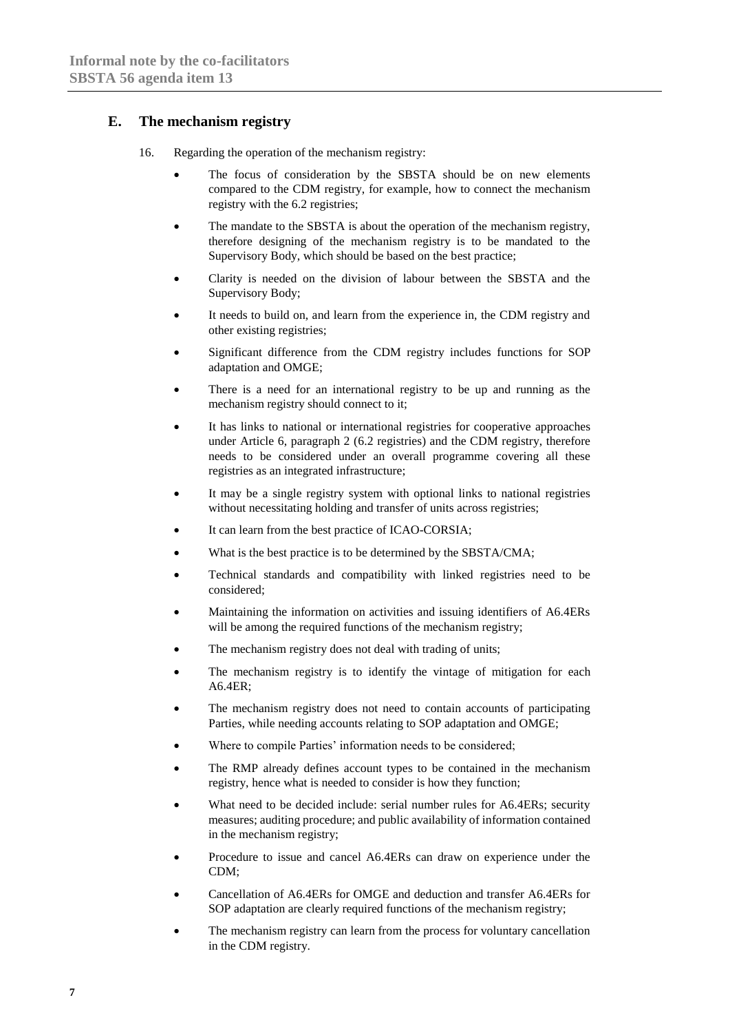## E. The mechanism registry

16. Regarding the operation of the mechanism registry:

- The focus of consideration by the SBSTA should be on new elements compared to the CDM registry, for example, how to connect the mechanism registry with the 6.2 registries;
- The mandate to the SBSTA is about the operation of the mechanism registry, therefore designing of the mechanism registry is to be mandated to the Supervisory Body, which should be based on the best practice;
- Clarity is needed on the division of labour between the SBSTA and the Supervisory Body;
- It needs to build on, and learn from the experience in, the CDM registry and other existing registries;
- Significant difference from the CDM registry includes functions for SOP adaptation and OMGE;
- There is a need for an international registry to be up and running as the mechanism registry should connect to it;
- It has links to national or international registries for cooperative approaches under Article 6, paragraph 2 (6.2 registries) and the CDM registry, therefore needs to be considered under an overall programme covering all these registries as an integrated infrastructure;
- It may be a single registry system with optional links to national registries without necessitating holding and transfer of units across registries;
- It can learn from the best practice of ICAO-CORSIA;
- What is the best practice is to be determined by the SBSTA/CMA;
- Technical standards and compatibility with linked registries need to be considered;
- Maintaining the information on activities and issuing identifiers of A6.4ERs will be among the required functions of the mechanism registry;
- The mechanism registry does not deal with trading of units;
- The mechanism registry is to identify the vintage of mitigation for each A6.4ER;
- The mechanism registry does not need to contain accounts of participating Parties, while needing accounts relating to SOP adaptation and OMGE;
- Where to compile Parties' information needs to be considered;
- The RMP already defines account types to be contained in the mechanism registry, hence what is needed to consider is how they function;
- What need to be decided include: serial number rules for A6.4ERs; security measures; auditing procedure; and public availability of information contained in the mechanism registry;
- Procedure to issue and cancel A6.4ERs can draw on experience under the CDM;
- Cancellation of A6.4ERs for OMGE and deduction and transfer A6.4ERs for SOP adaptation are clearly required functions of the mechanism registry;
- The mechanism registry can learn from the process for voluntary cancellation in the CDM registry.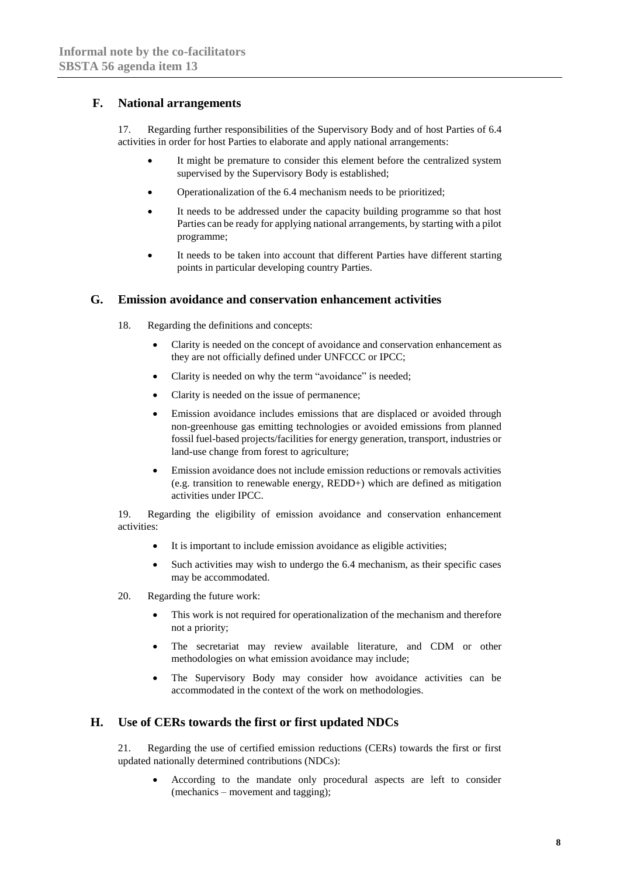## F. National arrangements

17. Regarding further responsibilities of the Supervisory Body and of host Parties of 6.4 activities in order for host Parties to elaborate and apply national arrangements:

- It might be premature to consider this element before the centralized system supervised by the Supervisory Body is established;
- Operationalization of the 6.4 mechanism needs to be prioritized;
- It needs to be addressed under the capacity building programme so that host Parties can be ready for applying national arrangements, by starting with a pilot programme;
- It needs to be taken into account that different Parties have different starting points in particular developing country Parties.

## G. Emission avoidance and conservation enhancement activities

18. Regarding the definitions and concepts:

- Clarity is needed on the concept of avoidance and conservation enhancement as they are not officially defined under UNFCCC or IPCC;
- Clarity is needed on why the term "avoidance" is needed;
- Clarity is needed on the issue of permanence;
- Emission avoidance includes emissions that are displaced or avoided through non-greenhouse gas emitting technologies or avoided emissions from planned fossil fuel-based projects/facilities for energy generation, transport, industries or land-use change from forest to agriculture;
- Emission avoidance does not include emission reductions or removals activities (e.g. transition to renewable energy, REDD+) which are defined as mitigation activities under IPCC.

19. Regarding the eligibility of emission avoidance and conservation enhancement activities:

- It is important to include emission avoidance as eligible activities;
- Such activities may wish to undergo the 6.4 mechanism, as their specific cases may be accommodated.

20. Regarding the future work:

- This work is not required for operationalization of the mechanism and therefore not a priority;
- The secretariat may review available literature, and CDM or other methodologies on what emission avoidance may include;
- The Supervisory Body may consider how avoidance activities can be accommodated in the context of the work on methodologies.

## H. Use of CERs towards the first or first updated NDCs

21. Regarding the use of certified emission reductions (CERs) towards the first or first updated nationally determined contributions (NDCs):

- According to the mandate only procedural aspects are left to consider (mechanics – movement and tagging);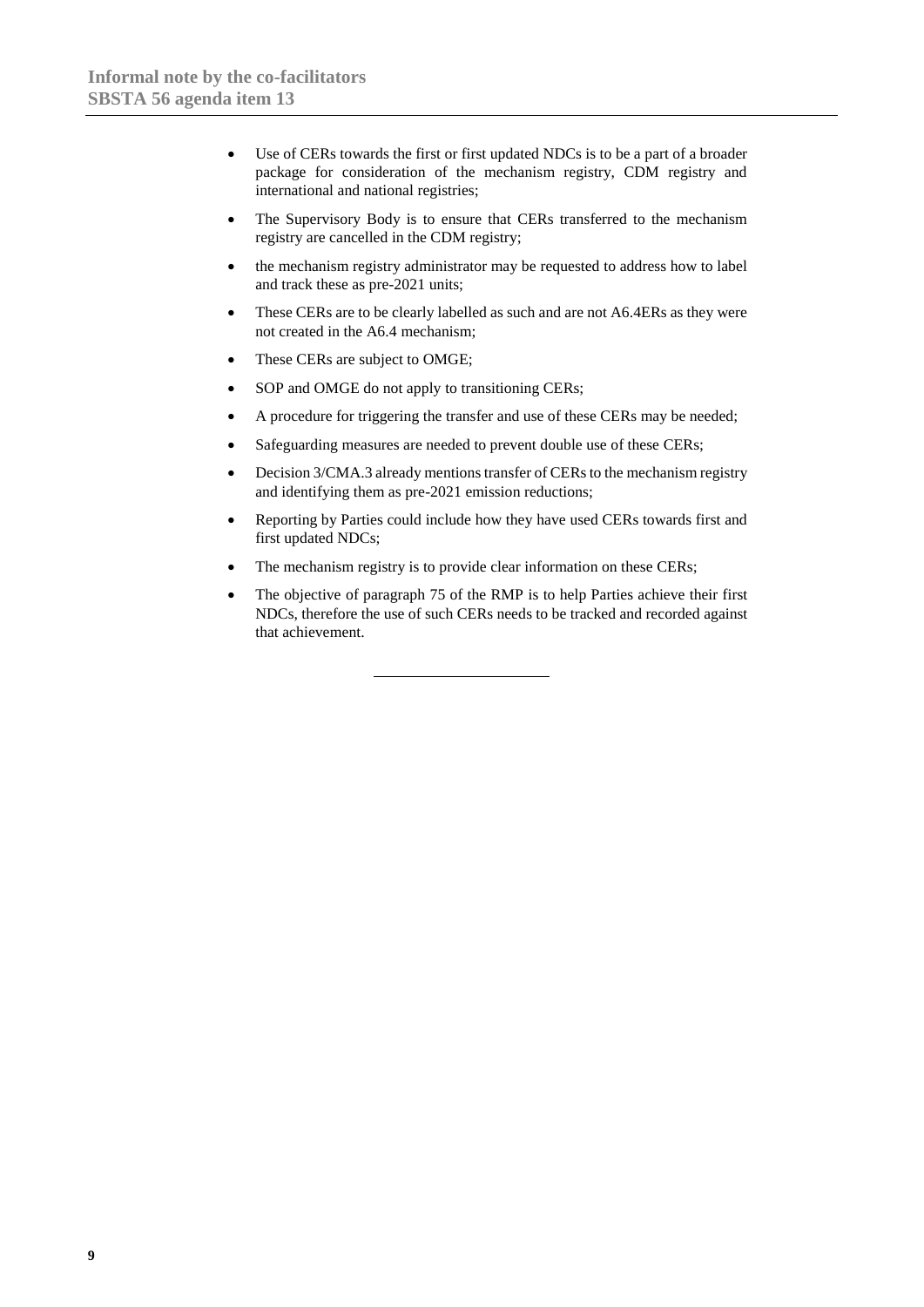- Use of CERs towards the first or first updated NDCs is to be a part of a broader package for consideration of the mechanism registry, CDM registry and international and national registries;
- The Supervisory Body is to ensure that CERs transferred to the mechanism registry are cancelled in the CDM registry;
- the mechanism registry administrator may be requested to address how to label and track these as pre-2021 units;
- These CERs are to be clearly labelled as such and are not A6.4ERs as they were not created in the A6.4 mechanism;
- These CERs are subject to OMGE;
- SOP and OMGE do not apply to transitioning CERs;
- A procedure for triggering the transfer and use of these CERs may be needed;
- Safeguarding measures are needed to prevent double use of these CERs;
- Decision 3/CMA.3 already mentions transfer of CERs to the mechanism registry and identifying them as pre-2021 emission reductions;
- Reporting by Parties could include how they have used CERs towards first and first updated NDCs;
- The mechanism registry is to provide clear information on these CERs;
- The objective of paragraph 75 of the RMP is to help Parties achieve their first NDCs, therefore the use of such CERs needs to be tracked and recorded against that achievement.